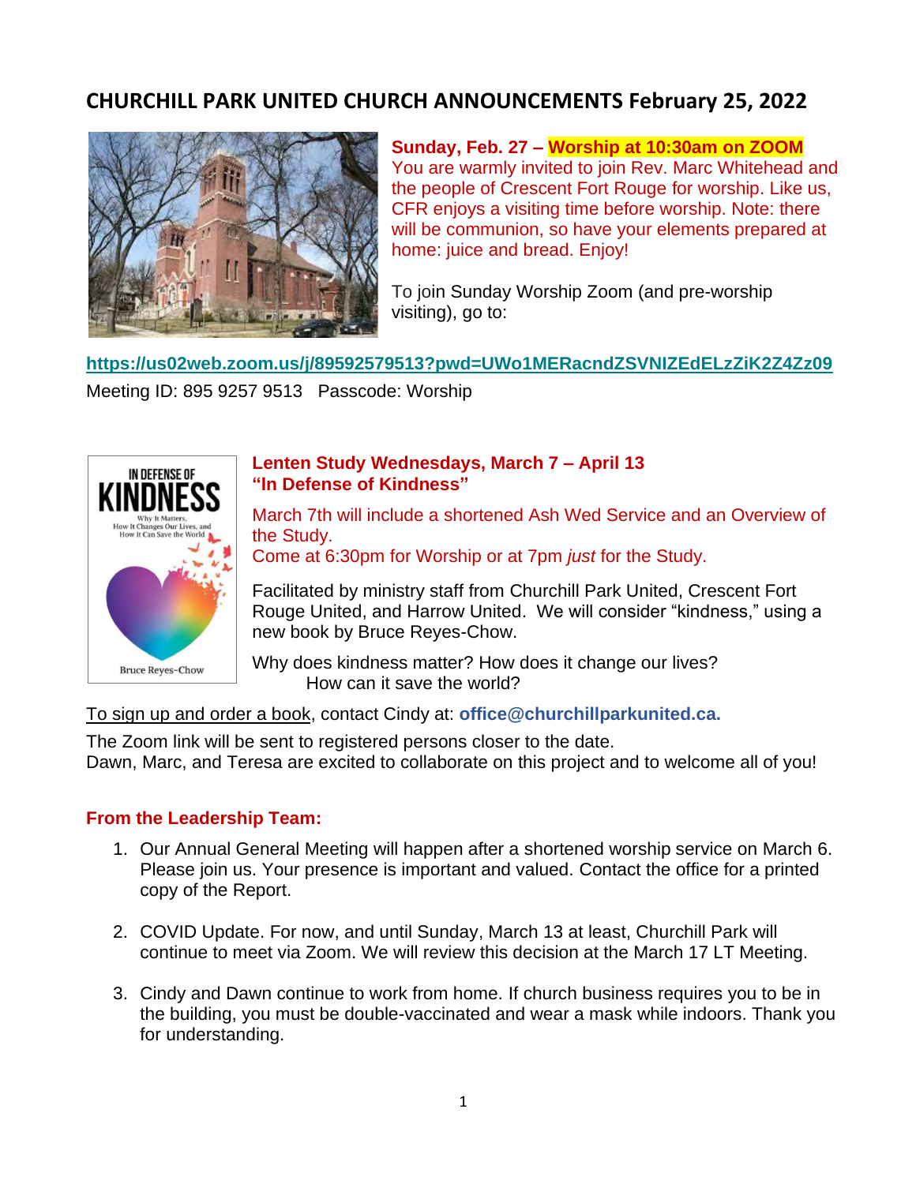# CHURCHILL PARK UNITED CHURCH ANNOUNCEMENTS February 25, 2022

**Sunday, Feb. 27 – Worship at 10:30am on ZOOM**
You are warmly invited to join Rev. Marc Whitehead and the people of Crescent Fort Rouge for worship. Like us, CFR enjoys a visiting time before worship. Note: there will be communion, so have your elements prepared at home: juice and bread. Enjoy!

To join Sunday Worship Zoom (and pre-worship visiting), go to:

**https://us02web.zoom.us/j/89592579513?pwd=UWo1MERacndZSVNIZEdELzZiK2Z4Zz09**

Meeting ID: 895 9257 9513   Passcode: Worship

**Lenten Study Wednesdays, March 7 – April 13**
**"In Defense of Kindness"**

March 7th will include a shortened Ash Wed Service and an Overview of the Study.
Come at 6:30pm for Worship or at 7pm *just* for the Study.

Facilitated by ministry staff from Churchill Park United, Crescent Fort Rouge United, and Harrow United. We will consider "kindness," using a new book by Bruce Reyes-Chow.

Why does kindness matter? How does it change our lives?
How can it save the world?

To sign up and order a book, contact Cindy at: **office@churchillparkunited.ca.**

The Zoom link will be sent to registered persons closer to the date.
Dawn, Marc, and Teresa are excited to collaborate on this project and to welcome all of you!

## From the Leadership Team:

1. Our Annual General Meeting will happen after a shortened worship service on March 6. Please join us. Your presence is important and valued. Contact the office for a printed copy of the Report.

2. COVID Update. For now, and until Sunday, March 13 at least, Churchill Park will continue to meet via Zoom. We will review this decision at the March 17 LT Meeting.

3. Cindy and Dawn continue to work from home. If church business requires you to be in the building, you must be double-vaccinated and wear a mask while indoors. Thank you for understanding.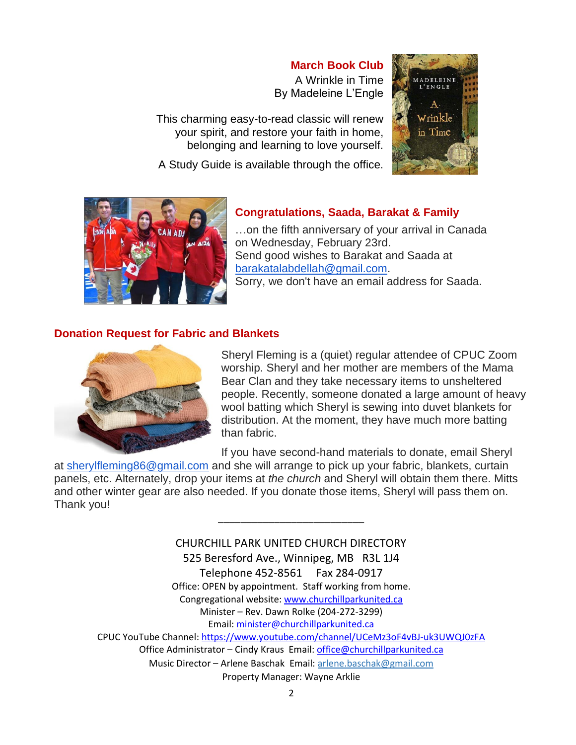## March Book Club

A Wrinkle in Time
By Madeleine L'Engle

This charming easy-to-read classic will renew your spirit, and restore your faith in home, belonging and learning to love yourself.

A Study Guide is available through the office.

## Congratulations, Saada, Barakat & Family

…on the fifth anniversary of your arrival in Canada on Wednesday, February 23rd.
Send good wishes to Barakat and Saada at barakatalabdellah@gmail.com.
Sorry, we don't have an email address for Saada.

## Donation Request for Fabric and Blankets

Sheryl Fleming is a (quiet) regular attendee of CPUC Zoom worship. Sheryl and her mother are members of the Mama Bear Clan and they take necessary items to unsheltered people. Recently, someone donated a large amount of heavy wool batting which Sheryl is sewing into duvet blankets for distribution. At the moment, they have much more batting than fabric.

If you have second-hand materials to donate, email Sheryl at sherylfleming86@gmail.com and she will arrange to pick up your fabric, blankets, curtain panels, etc. Alternately, drop your items at *the church* and Sheryl will obtain them there. Mitts and other winter gear are also needed. If you donate those items, Sheryl will pass them on. Thank you!

---

CHURCHILL PARK UNITED CHURCH DIRECTORY
525 Beresford Ave., Winnipeg, MB R3L 1J4
Telephone 452-8561 Fax 284-0917
Office: OPEN by appointment. Staff working from home.
Congregational website: www.churchillparkunited.ca
Minister – Rev. Dawn Rolke (204-272-3299)
Email: minister@churchillparkunited.ca
CPUC YouTube Channel: https://www.youtube.com/channel/UCeMz3oF4vBJ-uk3UWQJ0zFA
Office Administrator – Cindy Kraus Email: office@churchillparkunited.ca
Music Director – Arlene Baschak Email: arlene.baschak@gmail.com
Property Manager: Wayne Arklie